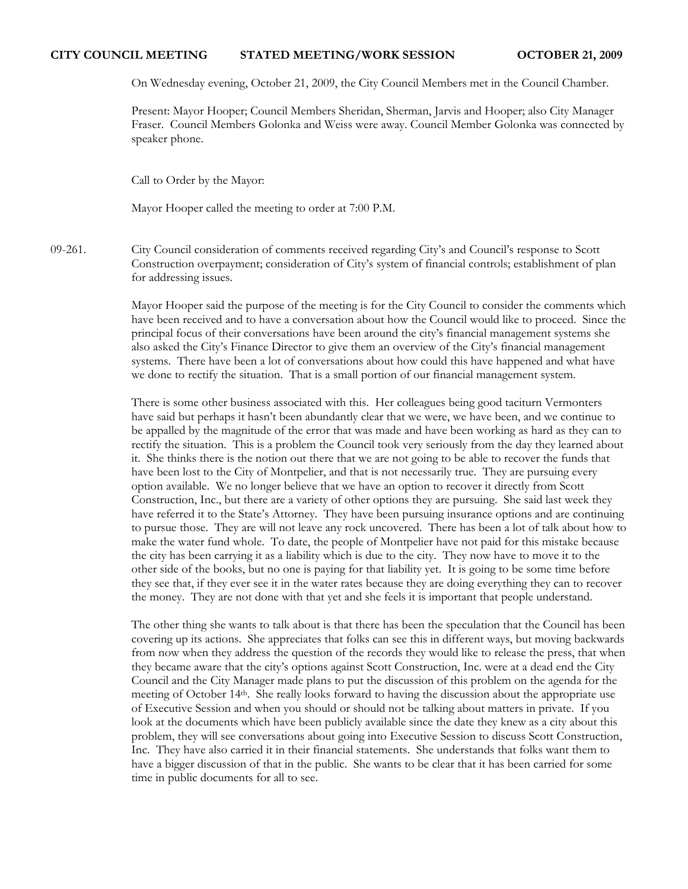**CITY COUNCIL MEETING STATED MEETING/WORK SESSION OCTOBER 21, 2009**

On Wednesday evening, October 21, 2009, the City Council Members met in the Council Chamber.

Present: Mayor Hooper; Council Members Sheridan, Sherman, Jarvis and Hooper; also City Manager Fraser. Council Members Golonka and Weiss were away. Council Member Golonka was connected by speaker phone.

Call to Order by the Mayor:

Mayor Hooper called the meeting to order at 7:00 P.M.

09-261. City Council consideration of comments received regarding City's and Council's response to Scott Construction overpayment; consideration of City's system of financial controls; establishment of plan for addressing issues.

Mayor Hooper said the purpose of the meeting is for the City Council to consider the comments which have been received and to have a conversation about how the Council would like to proceed. Since the principal focus of their conversations have been around the city's financial management systems she also asked the City's Finance Director to give them an overview of the City's financial management systems. There have been a lot of conversations about how could this have happened and what have we done to rectify the situation. That is a small portion of our financial management system.

There is some other business associated with this. Her colleagues being good taciturn Vermonters have said but perhaps it hasn't been abundantly clear that we were, we have been, and we continue to be appalled by the magnitude of the error that was made and have been working as hard as they can to rectify the situation. This is a problem the Council took very seriously from the day they learned about it. She thinks there is the notion out there that we are not going to be able to recover the funds that have been lost to the City of Montpelier, and that is not necessarily true. They are pursuing every option available. We no longer believe that we have an option to recover it directly from Scott Construction, Inc., but there are a variety of other options they are pursuing. She said last week they have referred it to the State's Attorney. They have been pursuing insurance options and are continuing to pursue those. They are will not leave any rock uncovered. There has been a lot of talk about how to make the water fund whole. To date, the people of Montpelier have not paid for this mistake because the city has been carrying it as a liability which is due to the city. They now have to move it to the other side of the books, but no one is paying for that liability yet. It is going to be some time before they see that, if they ever see it in the water rates because they are doing everything they can to recover the money. They are not done with that yet and she feels it is important that people understand.

The other thing she wants to talk about is that there has been the speculation that the Council has been covering up its actions. She appreciates that folks can see this in different ways, but moving backwards from now when they address the question of the records they would like to release the press, that when they became aware that the city's options against Scott Construction, Inc. were at a dead end the City Council and the City Manager made plans to put the discussion of this problem on the agenda for the meeting of October 14th. She really looks forward to having the discussion about the appropriate use of Executive Session and when you should or should not be talking about matters in private. If you look at the documents which have been publicly available since the date they knew as a city about this problem, they will see conversations about going into Executive Session to discuss Scott Construction, Inc. They have also carried it in their financial statements. She understands that folks want them to have a bigger discussion of that in the public. She wants to be clear that it has been carried for some time in public documents for all to see.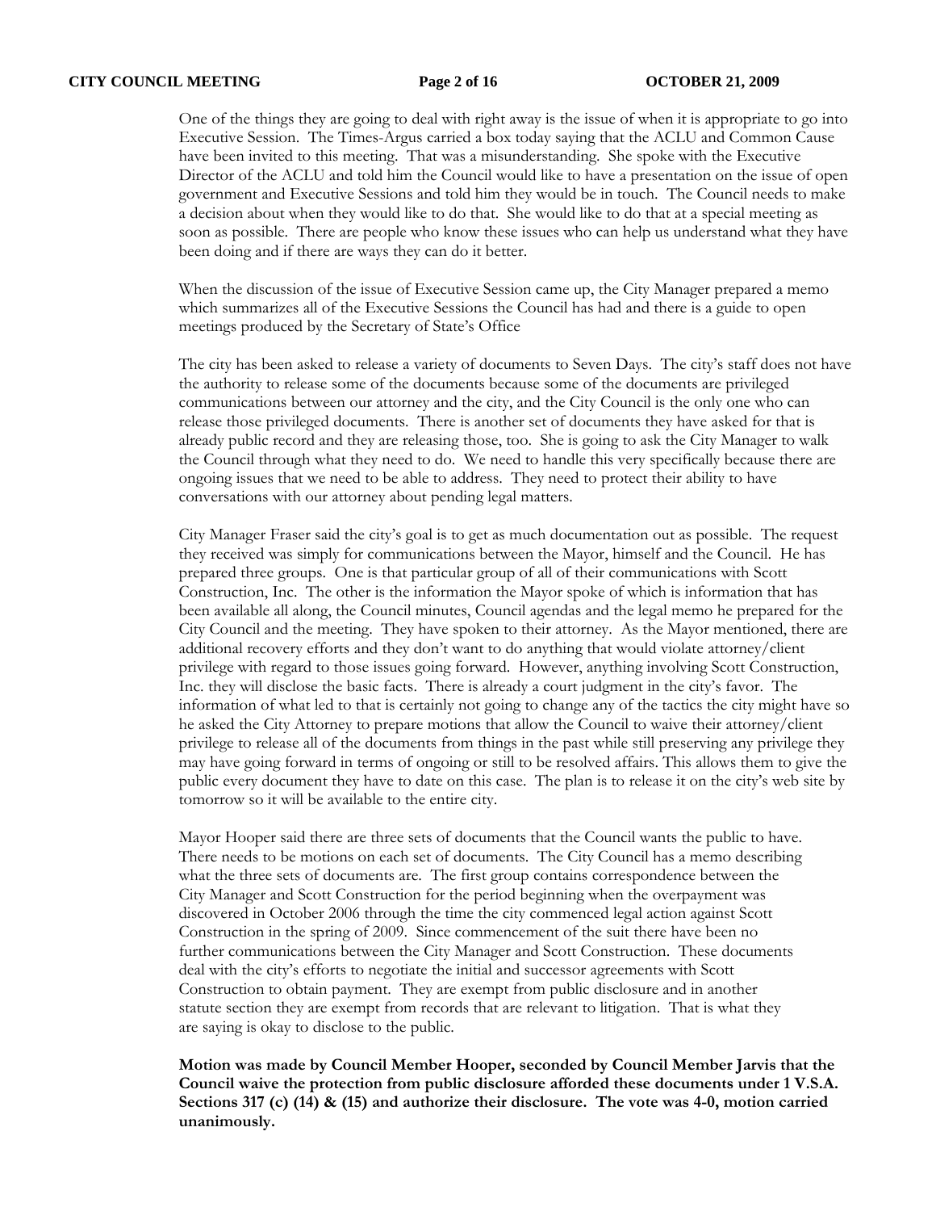One of the things they are going to deal with right away is the issue of when it is appropriate to go into Executive Session. The Times-Argus carried a box today saying that the ACLU and Common Cause have been invited to this meeting. That was a misunderstanding. She spoke with the Executive Director of the ACLU and told him the Council would like to have a presentation on the issue of open government and Executive Sessions and told him they would be in touch. The Council needs to make a decision about when they would like to do that. She would like to do that at a special meeting as soon as possible. There are people who know these issues who can help us understand what they have been doing and if there are ways they can do it better.

When the discussion of the issue of Executive Session came up, the City Manager prepared a memo which summarizes all of the Executive Sessions the Council has had and there is a guide to open meetings produced by the Secretary of State's Office

The city has been asked to release a variety of documents to Seven Days. The city's staff does not have the authority to release some of the documents because some of the documents are privileged communications between our attorney and the city, and the City Council is the only one who can release those privileged documents. There is another set of documents they have asked for that is already public record and they are releasing those, too. She is going to ask the City Manager to walk the Council through what they need to do. We need to handle this very specifically because there are ongoing issues that we need to be able to address. They need to protect their ability to have conversations with our attorney about pending legal matters.

City Manager Fraser said the city's goal is to get as much documentation out as possible. The request they received was simply for communications between the Mayor, himself and the Council. He has prepared three groups. One is that particular group of all of their communications with Scott Construction, Inc. The other is the information the Mayor spoke of which is information that has been available all along, the Council minutes, Council agendas and the legal memo he prepared for the City Council and the meeting. They have spoken to their attorney. As the Mayor mentioned, there are additional recovery efforts and they don't want to do anything that would violate attorney/client privilege with regard to those issues going forward. However, anything involving Scott Construction, Inc. they will disclose the basic facts. There is already a court judgment in the city's favor. The information of what led to that is certainly not going to change any of the tactics the city might have so he asked the City Attorney to prepare motions that allow the Council to waive their attorney/client privilege to release all of the documents from things in the past while still preserving any privilege they may have going forward in terms of ongoing or still to be resolved affairs. This allows them to give the public every document they have to date on this case. The plan is to release it on the city's web site by tomorrow so it will be available to the entire city.

Mayor Hooper said there are three sets of documents that the Council wants the public to have. There needs to be motions on each set of documents. The City Council has a memo describing what the three sets of documents are. The first group contains correspondence between the City Manager and Scott Construction for the period beginning when the overpayment was discovered in October 2006 through the time the city commenced legal action against Scott Construction in the spring of 2009. Since commencement of the suit there have been no further communications between the City Manager and Scott Construction. These documents deal with the city's efforts to negotiate the initial and successor agreements with Scott Construction to obtain payment. They are exempt from public disclosure and in another statute section they are exempt from records that are relevant to litigation. That is what they are saying is okay to disclose to the public.

**Motion was made by Council Member Hooper, seconded by Council Member Jarvis that the Council waive the protection from public disclosure afforded these documents under 1 V.S.A. Sections 317 (c) (14) & (15) and authorize their disclosure. The vote was 4-0, motion carried unanimously.**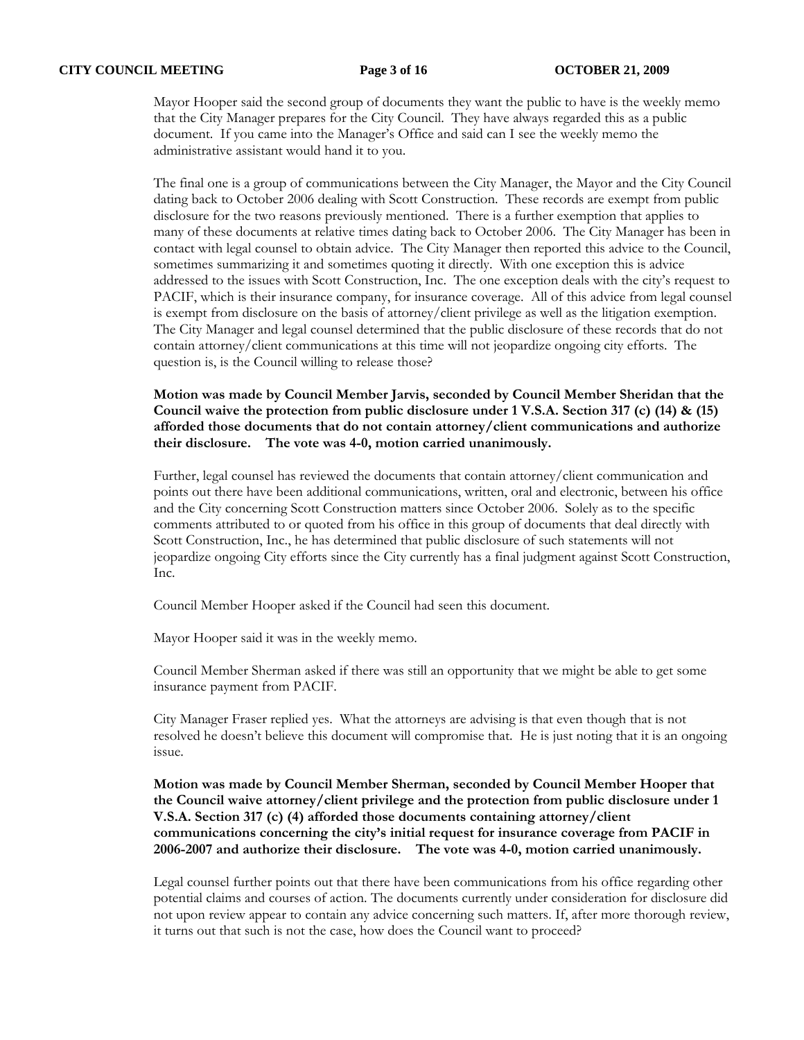Mayor Hooper said the second group of documents they want the public to have is the weekly memo that the City Manager prepares for the City Council. They have always regarded this as a public document. If you came into the Manager's Office and said can I see the weekly memo the administrative assistant would hand it to you.

The final one is a group of communications between the City Manager, the Mayor and the City Council dating back to October 2006 dealing with Scott Construction. These records are exempt from public disclosure for the two reasons previously mentioned. There is a further exemption that applies to many of these documents at relative times dating back to October 2006. The City Manager has been in contact with legal counsel to obtain advice. The City Manager then reported this advice to the Council, sometimes summarizing it and sometimes quoting it directly. With one exception this is advice addressed to the issues with Scott Construction, Inc. The one exception deals with the city's request to PACIF, which is their insurance company, for insurance coverage. All of this advice from legal counsel is exempt from disclosure on the basis of attorney/client privilege as well as the litigation exemption. The City Manager and legal counsel determined that the public disclosure of these records that do not contain attorney/client communications at this time will not jeopardize ongoing city efforts. The question is, is the Council willing to release those?

**Motion was made by Council Member Jarvis, seconded by Council Member Sheridan that the Council waive the protection from public disclosure under 1 V.S.A. Section 317 (c) (14) & (15) afforded those documents that do not contain attorney/client communications and authorize their disclosure. The vote was 4-0, motion carried unanimously.**

Further, legal counsel has reviewed the documents that contain attorney/client communication and points out there have been additional communications, written, oral and electronic, between his office and the City concerning Scott Construction matters since October 2006. Solely as to the specific comments attributed to or quoted from his office in this group of documents that deal directly with Scott Construction, Inc., he has determined that public disclosure of such statements will not jeopardize ongoing City efforts since the City currently has a final judgment against Scott Construction, Inc.

Council Member Hooper asked if the Council had seen this document.

Mayor Hooper said it was in the weekly memo.

Council Member Sherman asked if there was still an opportunity that we might be able to get some insurance payment from PACIF.

City Manager Fraser replied yes. What the attorneys are advising is that even though that is not resolved he doesn't believe this document will compromise that. He is just noting that it is an ongoing issue.

**Motion was made by Council Member Sherman, seconded by Council Member Hooper that the Council waive attorney/client privilege and the protection from public disclosure under 1 V.S.A. Section 317 (c) (4) afforded those documents containing attorney/client communications concerning the city's initial request for insurance coverage from PACIF in 2006-2007 and authorize their disclosure. The vote was 4-0, motion carried unanimously.**

Legal counsel further points out that there have been communications from his office regarding other potential claims and courses of action. The documents currently under consideration for disclosure did not upon review appear to contain any advice concerning such matters. If, after more thorough review, it turns out that such is not the case, how does the Council want to proceed?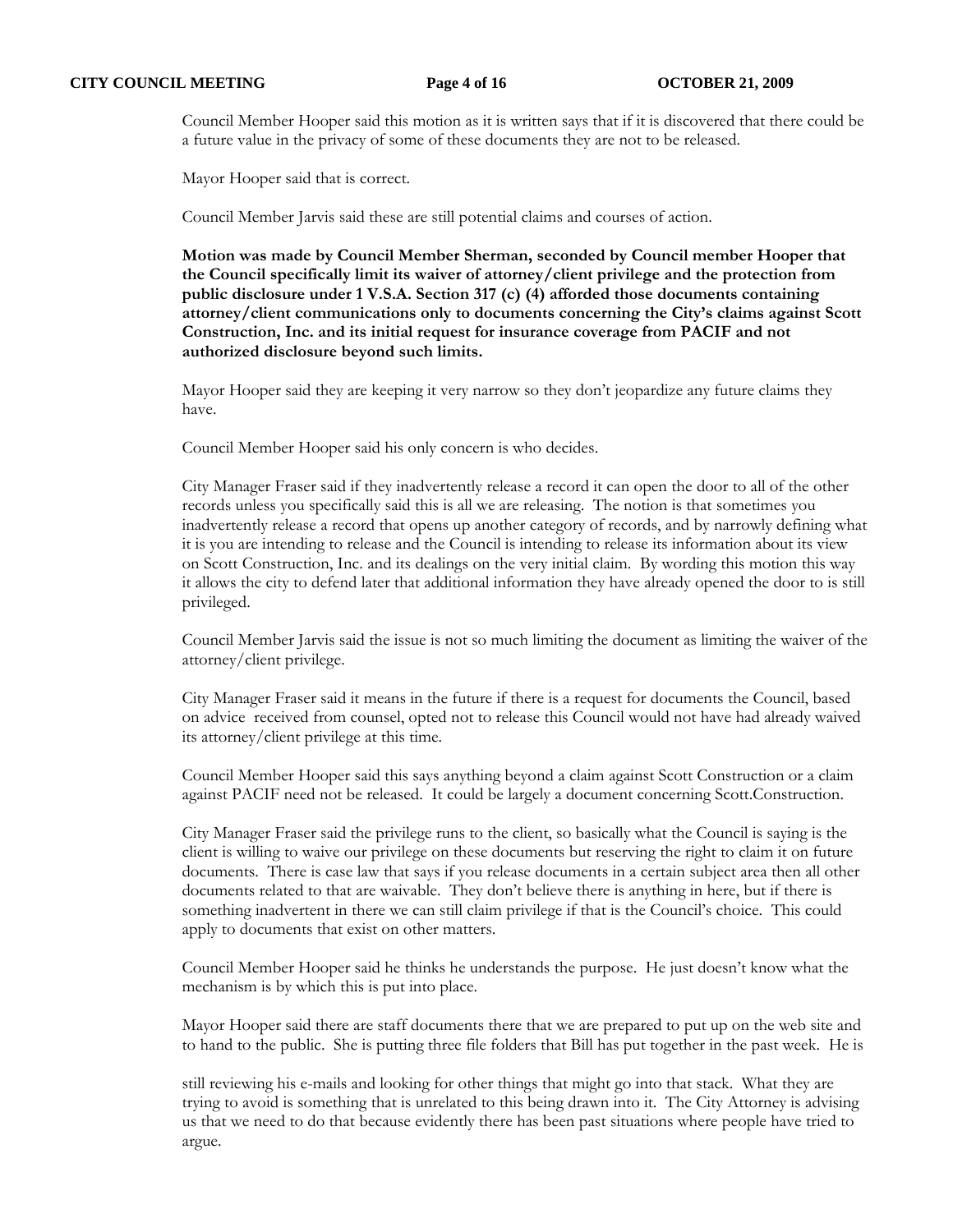Council Member Hooper said this motion as it is written says that if it is discovered that there could be a future value in the privacy of some of these documents they are not to be released.

Mayor Hooper said that is correct.

Council Member Jarvis said these are still potential claims and courses of action.

**Motion was made by Council Member Sherman, seconded by Council member Hooper that the Council specifically limit its waiver of attorney/client privilege and the protection from public disclosure under 1 V.S.A. Section 317 (c) (4) afforded those documents containing attorney/client communications only to documents concerning the City's claims against Scott Construction, Inc. and its initial request for insurance coverage from PACIF and not authorized disclosure beyond such limits.**

Mayor Hooper said they are keeping it very narrow so they don't jeopardize any future claims they have.

Council Member Hooper said his only concern is who decides.

City Manager Fraser said if they inadvertently release a record it can open the door to all of the other records unless you specifically said this is all we are releasing. The notion is that sometimes you inadvertently release a record that opens up another category of records, and by narrowly defining what it is you are intending to release and the Council is intending to release its information about its view on Scott Construction, Inc. and its dealings on the very initial claim. By wording this motion this way it allows the city to defend later that additional information they have already opened the door to is still privileged.

Council Member Jarvis said the issue is not so much limiting the document as limiting the waiver of the attorney/client privilege.

City Manager Fraser said it means in the future if there is a request for documents the Council, based on advice received from counsel, opted not to release this Council would not have had already waived its attorney/client privilege at this time.

Council Member Hooper said this says anything beyond a claim against Scott Construction or a claim against PACIF need not be released. It could be largely a document concerning Scott.Construction.

City Manager Fraser said the privilege runs to the client, so basically what the Council is saying is the client is willing to waive our privilege on these documents but reserving the right to claim it on future documents. There is case law that says if you release documents in a certain subject area then all other documents related to that are waivable. They don't believe there is anything in here, but if there is something inadvertent in there we can still claim privilege if that is the Council's choice. This could apply to documents that exist on other matters.

Council Member Hooper said he thinks he understands the purpose. He just doesn't know what the mechanism is by which this is put into place.

Mayor Hooper said there are staff documents there that we are prepared to put up on the web site and to hand to the public. She is putting three file folders that Bill has put together in the past week. He is still reviewing his e-mails and looking for other things that might go into that stack. What they are trying to avoid is something that is unrelated to this being drawn into it. The City Attorney is advising us that we need to do that because evidently there has been past situations where people have tried to argue.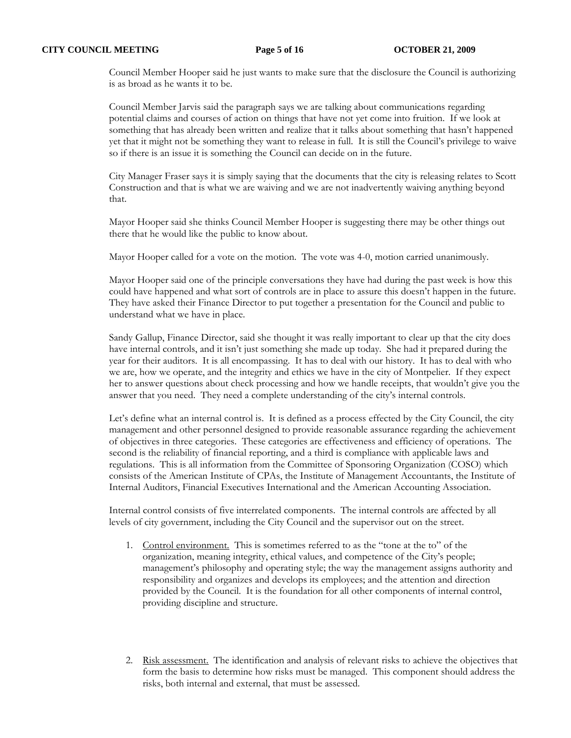Council Member Hooper said he just wants to make sure that the disclosure the Council is authorizing is as broad as he wants it to be.

Council Member Jarvis said the paragraph says we are talking about communications regarding potential claims and courses of action on things that have not yet come into fruition. If we look at something that has already been written and realize that it talks about something that hasn't happened yet that it might not be something they want to release in full. It is still the Council's privilege to waive so if there is an issue it is something the Council can decide on in the future.

City Manager Fraser says it is simply saying that the documents that the city is releasing relates to Scott Construction and that is what we are waiving and we are not inadvertently waiving anything beyond that.

Mayor Hooper said she thinks Council Member Hooper is suggesting there may be other things out there that he would like the public to know about.

Mayor Hooper called for a vote on the motion. The vote was 4-0, motion carried unanimously.

Mayor Hooper said one of the principle conversations they have had during the past week is how this could have happened and what sort of controls are in place to assure this doesn't happen in the future. They have asked their Finance Director to put together a presentation for the Council and public to understand what we have in place.

Sandy Gallup, Finance Director, said she thought it was really important to clear up that the city does have internal controls, and it isn't just something she made up today. She had it prepared during the year for their auditors. It is all encompassing. It has to deal with our history. It has to deal with who we are, how we operate, and the integrity and ethics we have in the city of Montpelier. If they expect her to answer questions about check processing and how we handle receipts, that wouldn't give you the answer that you need. They need a complete understanding of the city's internal controls.

Let's define what an internal control is. It is defined as a process effected by the City Council, the city management and other personnel designed to provide reasonable assurance regarding the achievement of objectives in three categories. These categories are effectiveness and efficiency of operations. The second is the reliability of financial reporting, and a third is compliance with applicable laws and regulations. This is all information from the Committee of Sponsoring Organization (COSO) which consists of the American Institute of CPAs, the Institute of Management Accountants, the Institute of Internal Auditors, Financial Executives International and the American Accounting Association.

Internal control consists of five interrelated components. The internal controls are affected by all levels of city government, including the City Council and the supervisor out on the street.

1. <u>Control environment.</u> This is sometimes referred to as the "tone at the to" of the organization, meaning integrity, ethical values, and competence of the City's people; management's philosophy and operating style; the way the management assigns authority and responsibility and organizes and develops its employees; and the attention and direction provided by the Council. It is the foundation for all other components of internal control, providing discipline and structure.

2. <u>Risk assessment.</u> The identification and analysis of relevant risks to achieve the objectives that form the basis to determine how risks must be managed. This component should address the risks, both internal and external, that must be assessed.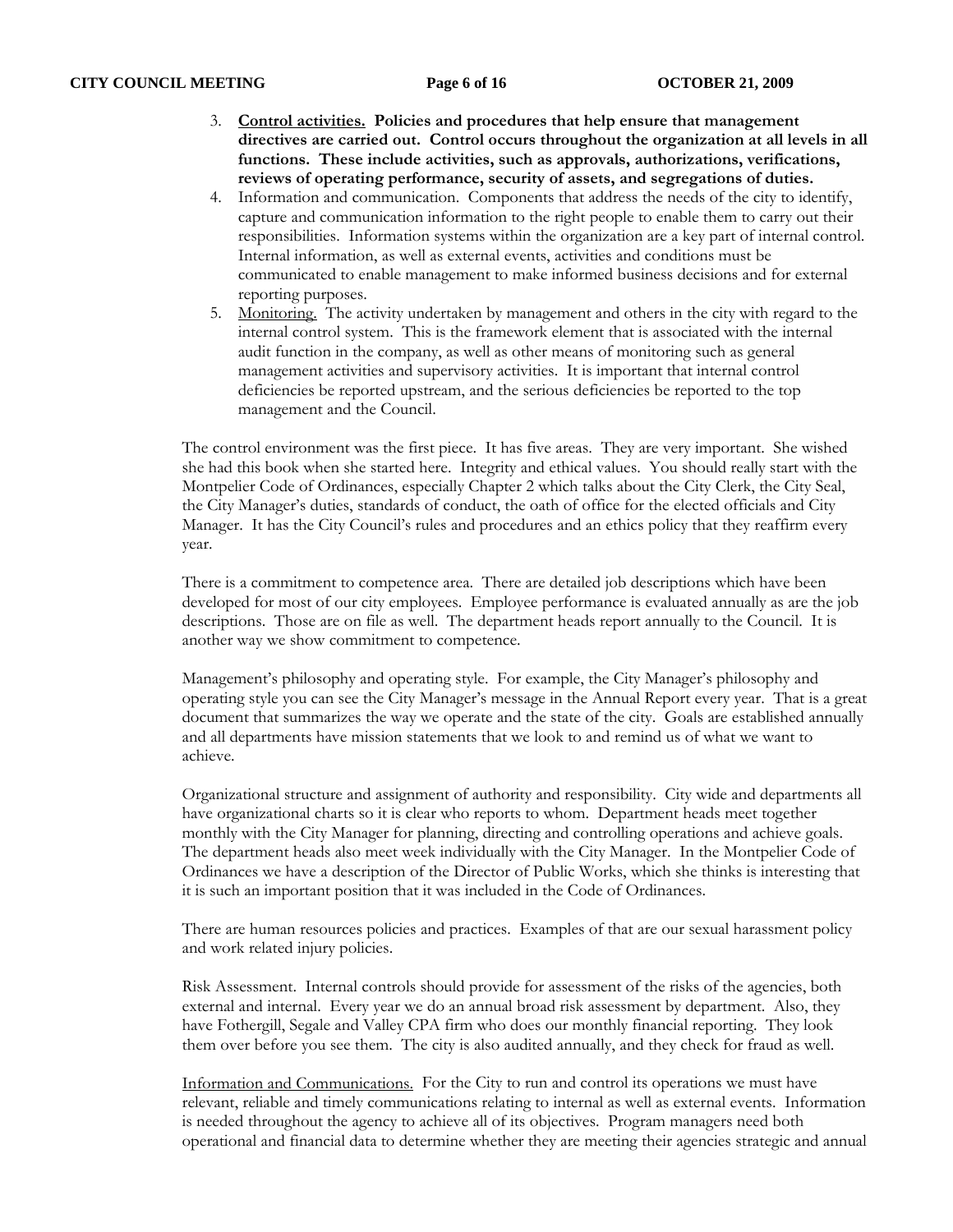3. **Control activities. Policies and procedures that help ensure that management directives are carried out. Control occurs throughout the organization at all levels in all functions. These include activities, such as approvals, authorizations, verifications, reviews of operating performance, security of assets, and segregations of duties.**
4. Information and communication. Components that address the needs of the city to identify, capture and communication information to the right people to enable them to carry out their responsibilities. Information systems within the organization are a key part of internal control. Internal information, as well as external events, activities and conditions must be communicated to enable management to make informed business decisions and for external reporting purposes.
5. Monitoring. The activity undertaken by management and others in the city with regard to the internal control system. This is the framework element that is associated with the internal audit function in the company, as well as other means of monitoring such as general management activities and supervisory activities. It is important that internal control deficiencies be reported upstream, and the serious deficiencies be reported to the top management and the Council.

The control environment was the first piece. It has five areas. They are very important. She wished she had this book when she started here. Integrity and ethical values. You should really start with the Montpelier Code of Ordinances, especially Chapter 2 which talks about the City Clerk, the City Seal, the City Manager's duties, standards of conduct, the oath of office for the elected officials and City Manager. It has the City Council's rules and procedures and an ethics policy that they reaffirm every year.

There is a commitment to competence area. There are detailed job descriptions which have been developed for most of our city employees. Employee performance is evaluated annually as are the job descriptions. Those are on file as well. The department heads report annually to the Council. It is another way we show commitment to competence.

Management's philosophy and operating style. For example, the City Manager's philosophy and operating style you can see the City Manager's message in the Annual Report every year. That is a great document that summarizes the way we operate and the state of the city. Goals are established annually and all departments have mission statements that we look to and remind us of what we want to achieve.

Organizational structure and assignment of authority and responsibility. City wide and departments all have organizational charts so it is clear who reports to whom. Department heads meet together monthly with the City Manager for planning, directing and controlling operations and achieve goals. The department heads also meet week individually with the City Manager. In the Montpelier Code of Ordinances we have a description of the Director of Public Works, which she thinks is interesting that it is such an important position that it was included in the Code of Ordinances.

There are human resources policies and practices. Examples of that are our sexual harassment policy and work related injury policies.

Risk Assessment. Internal controls should provide for assessment of the risks of the agencies, both external and internal. Every year we do an annual broad risk assessment by department. Also, they have Fothergill, Segale and Valley CPA firm who does our monthly financial reporting. They look them over before you see them. The city is also audited annually, and they check for fraud as well.

Information and Communications. For the City to run and control its operations we must have relevant, reliable and timely communications relating to internal as well as external events. Information is needed throughout the agency to achieve all of its objectives. Program managers need both operational and financial data to determine whether they are meeting their agencies strategic and annual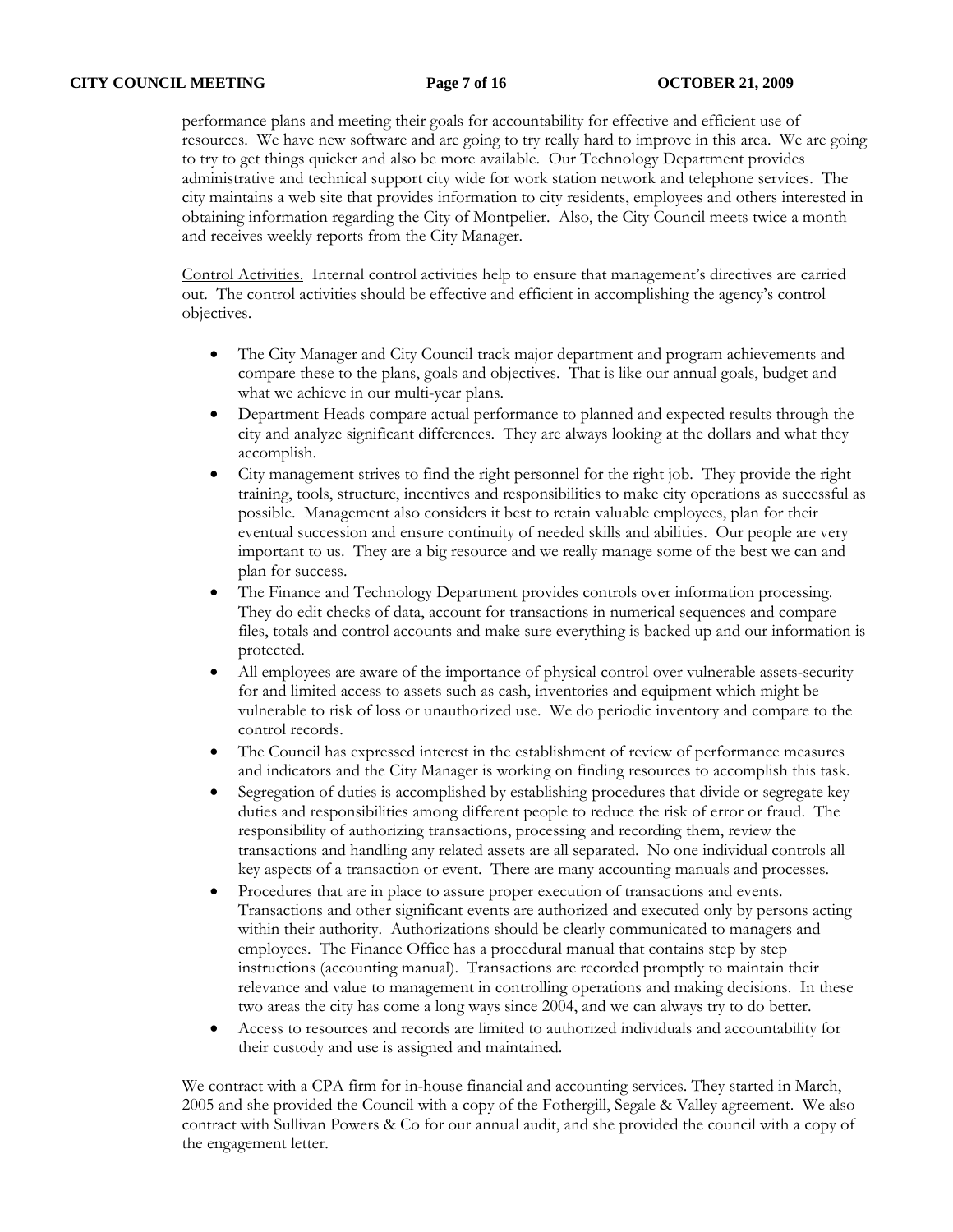performance plans and meeting their goals for accountability for effective and efficient use of resources. We have new software and are going to try really hard to improve in this area. We are going to try to get things quicker and also be more available. Our Technology Department provides administrative and technical support city wide for work station network and telephone services. The city maintains a web site that provides information to city residents, employees and others interested in obtaining information regarding the City of Montpelier. Also, the City Council meets twice a month and receives weekly reports from the City Manager.

<u>Control Activities.</u> Internal control activities help to ensure that management's directives are carried out. The control activities should be effective and efficient in accomplishing the agency's control objectives.

- The City Manager and City Council track major department and program achievements and compare these to the plans, goals and objectives. That is like our annual goals, budget and what we achieve in our multi-year plans.
- Department Heads compare actual performance to planned and expected results through the city and analyze significant differences. They are always looking at the dollars and what they accomplish.
- City management strives to find the right personnel for the right job. They provide the right training, tools, structure, incentives and responsibilities to make city operations as successful as possible. Management also considers it best to retain valuable employees, plan for their eventual succession and ensure continuity of needed skills and abilities. Our people are very important to us. They are a big resource and we really manage some of the best we can and plan for success.
- The Finance and Technology Department provides controls over information processing. They do edit checks of data, account for transactions in numerical sequences and compare files, totals and control accounts and make sure everything is backed up and our information is protected.
- All employees are aware of the importance of physical control over vulnerable assets-security for and limited access to assets such as cash, inventories and equipment which might be vulnerable to risk of loss or unauthorized use. We do periodic inventory and compare to the control records.
- The Council has expressed interest in the establishment of review of performance measures and indicators and the City Manager is working on finding resources to accomplish this task.
- Segregation of duties is accomplished by establishing procedures that divide or segregate key duties and responsibilities among different people to reduce the risk of error or fraud. The responsibility of authorizing transactions, processing and recording them, review the transactions and handling any related assets are all separated. No one individual controls all key aspects of a transaction or event. There are many accounting manuals and processes.
- Procedures that are in place to assure proper execution of transactions and events. Transactions and other significant events are authorized and executed only by persons acting within their authority. Authorizations should be clearly communicated to managers and employees. The Finance Office has a procedural manual that contains step by step instructions (accounting manual). Transactions are recorded promptly to maintain their relevance and value to management in controlling operations and making decisions. In these two areas the city has come a long ways since 2004, and we can always try to do better.
- Access to resources and records are limited to authorized individuals and accountability for their custody and use is assigned and maintained.

We contract with a CPA firm for in-house financial and accounting services. They started in March, 2005 and she provided the Council with a copy of the Fothergill, Segale & Valley agreement. We also contract with Sullivan Powers & Co for our annual audit, and she provided the council with a copy of the engagement letter.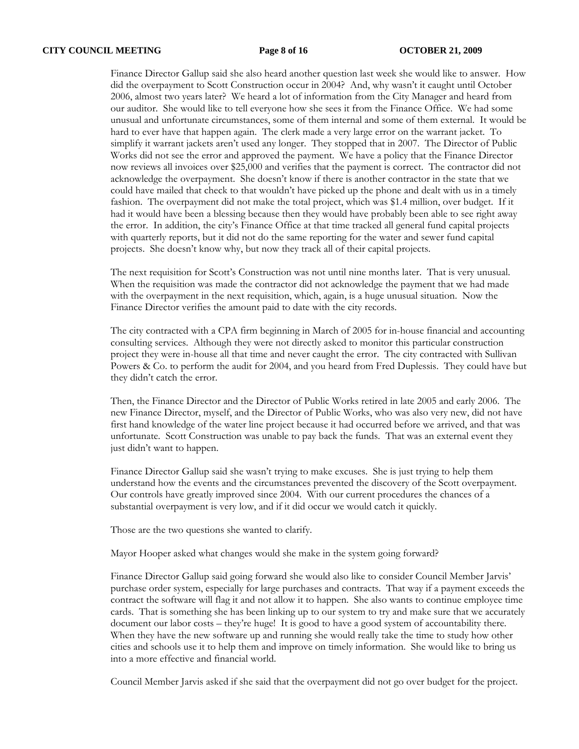Finance Director Gallup said she also heard another question last week she would like to answer. How did the overpayment to Scott Construction occur in 2004? And, why wasn't it caught until October 2006, almost two years later? We heard a lot of information from the City Manager and heard from our auditor. She would like to tell everyone how she sees it from the Finance Office. We had some unusual and unfortunate circumstances, some of them internal and some of them external. It would be hard to ever have that happen again. The clerk made a very large error on the warrant jacket. To simplify it warrant jackets aren't used any longer. They stopped that in 2007. The Director of Public Works did not see the error and approved the payment. We have a policy that the Finance Director now reviews all invoices over $25,000 and verifies that the payment is correct. The contractor did not acknowledge the overpayment. She doesn't know if there is another contractor in the state that we could have mailed that check to that wouldn't have picked up the phone and dealt with us in a timely fashion. The overpayment did not make the total project, which was $1.4 million, over budget. If it had it would have been a blessing because then they would have probably been able to see right away the error. In addition, the city's Finance Office at that time tracked all general fund capital projects with quarterly reports, but it did not do the same reporting for the water and sewer fund capital projects. She doesn't know why, but now they track all of their capital projects.

The next requisition for Scott's Construction was not until nine months later. That is very unusual. When the requisition was made the contractor did not acknowledge the payment that we had made with the overpayment in the next requisition, which, again, is a huge unusual situation. Now the Finance Director verifies the amount paid to date with the city records.

The city contracted with a CPA firm beginning in March of 2005 for in-house financial and accounting consulting services. Although they were not directly asked to monitor this particular construction project they were in-house all that time and never caught the error. The city contracted with Sullivan Powers & Co. to perform the audit for 2004, and you heard from Fred Duplessis. They could have but they didn't catch the error.

Then, the Finance Director and the Director of Public Works retired in late 2005 and early 2006. The new Finance Director, myself, and the Director of Public Works, who was also very new, did not have first hand knowledge of the water line project because it had occurred before we arrived, and that was unfortunate. Scott Construction was unable to pay back the funds. That was an external event they just didn't want to happen.

Finance Director Gallup said she wasn't trying to make excuses. She is just trying to help them understand how the events and the circumstances prevented the discovery of the Scott overpayment. Our controls have greatly improved since 2004. With our current procedures the chances of a substantial overpayment is very low, and if it did occur we would catch it quickly.

Those are the two questions she wanted to clarify.

Mayor Hooper asked what changes would she make in the system going forward?

Finance Director Gallup said going forward she would also like to consider Council Member Jarvis' purchase order system, especially for large purchases and contracts. That way if a payment exceeds the contract the software will flag it and not allow it to happen. She also wants to continue employee time cards. That is something she has been linking up to our system to try and make sure that we accurately document our labor costs – they're huge! It is good to have a good system of accountability there. When they have the new software up and running she would really take the time to study how other cities and schools use it to help them and improve on timely information. She would like to bring us into a more effective and financial world.

Council Member Jarvis asked if she said that the overpayment did not go over budget for the project.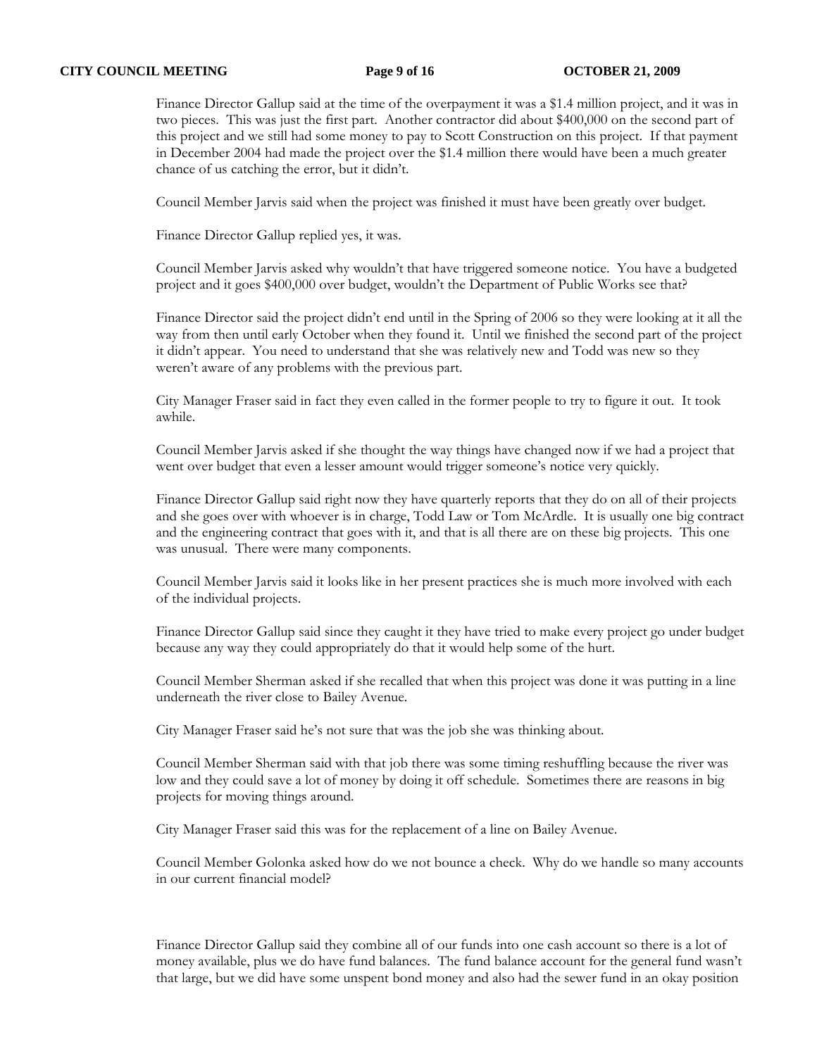Finance Director Gallup said at the time of the overpayment it was a $1.4 million project, and it was in two pieces. This was just the first part. Another contractor did about $400,000 on the second part of this project and we still had some money to pay to Scott Construction on this project. If that payment in December 2004 had made the project over the $1.4 million there would have been a much greater chance of us catching the error, but it didn't.

Council Member Jarvis said when the project was finished it must have been greatly over budget.

Finance Director Gallup replied yes, it was.

Council Member Jarvis asked why wouldn't that have triggered someone notice. You have a budgeted project and it goes $400,000 over budget, wouldn't the Department of Public Works see that?

Finance Director said the project didn't end until in the Spring of 2006 so they were looking at it all the way from then until early October when they found it. Until we finished the second part of the project it didn't appear. You need to understand that she was relatively new and Todd was new so they weren't aware of any problems with the previous part.

City Manager Fraser said in fact they even called in the former people to try to figure it out. It took awhile.

Council Member Jarvis asked if she thought the way things have changed now if we had a project that went over budget that even a lesser amount would trigger someone's notice very quickly.

Finance Director Gallup said right now they have quarterly reports that they do on all of their projects and she goes over with whoever is in charge, Todd Law or Tom McArdle. It is usually one big contract and the engineering contract that goes with it, and that is all there are on these big projects. This one was unusual. There were many components.

Council Member Jarvis said it looks like in her present practices she is much more involved with each of the individual projects.

Finance Director Gallup said since they caught it they have tried to make every project go under budget because any way they could appropriately do that it would help some of the hurt.

Council Member Sherman asked if she recalled that when this project was done it was putting in a line underneath the river close to Bailey Avenue.

City Manager Fraser said he's not sure that was the job she was thinking about.

Council Member Sherman said with that job there was some timing reshuffling because the river was low and they could save a lot of money by doing it off schedule. Sometimes there are reasons in big projects for moving things around.

City Manager Fraser said this was for the replacement of a line on Bailey Avenue.

Council Member Golonka asked how do we not bounce a check. Why do we handle so many accounts in our current financial model?

Finance Director Gallup said they combine all of our funds into one cash account so there is a lot of money available, plus we do have fund balances. The fund balance account for the general fund wasn't that large, but we did have some unspent bond money and also had the sewer fund in an okay position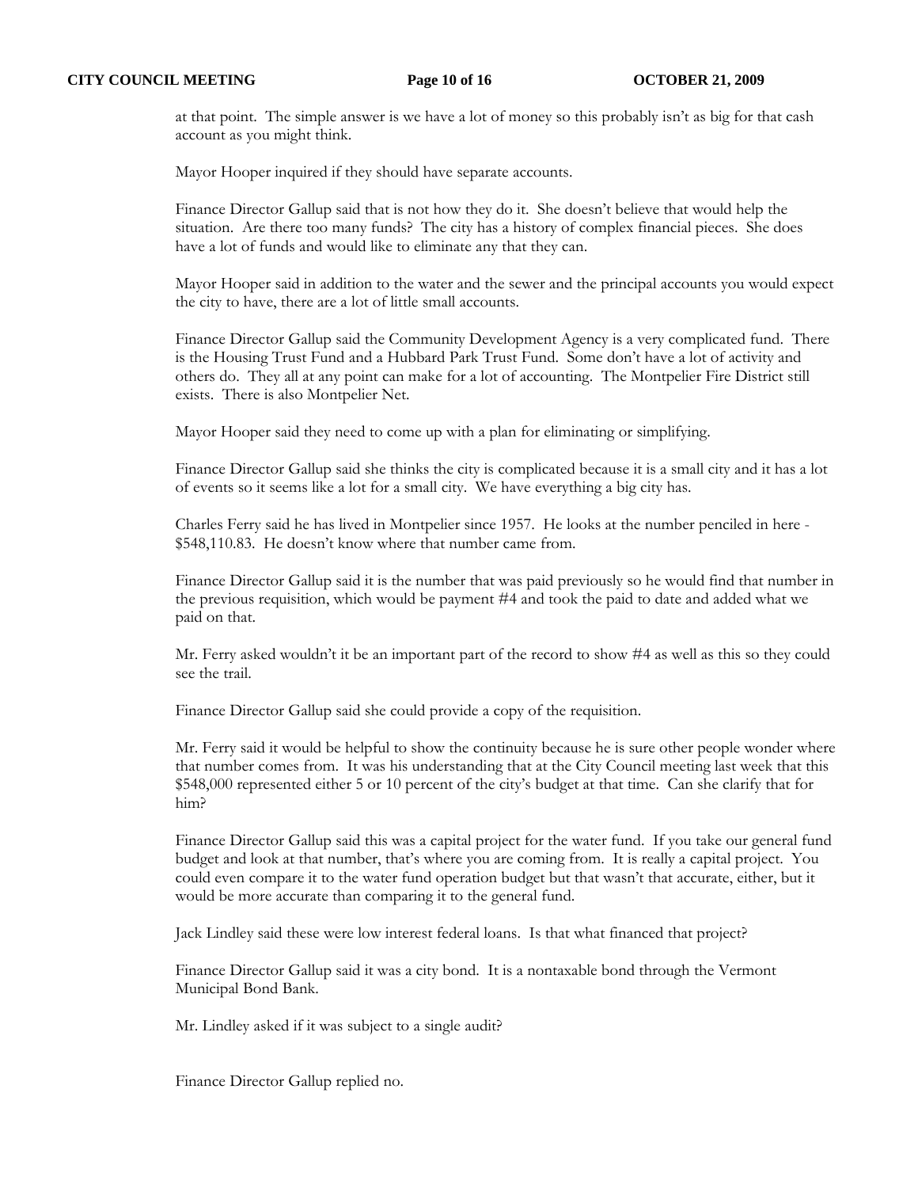at that point. The simple answer is we have a lot of money so this probably isn't as big for that cash account as you might think.

Mayor Hooper inquired if they should have separate accounts.

Finance Director Gallup said that is not how they do it. She doesn't believe that would help the situation. Are there too many funds? The city has a history of complex financial pieces. She does have a lot of funds and would like to eliminate any that they can.

Mayor Hooper said in addition to the water and the sewer and the principal accounts you would expect the city to have, there are a lot of little small accounts.

Finance Director Gallup said the Community Development Agency is a very complicated fund. There is the Housing Trust Fund and a Hubbard Park Trust Fund. Some don't have a lot of activity and others do. They all at any point can make for a lot of accounting. The Montpelier Fire District still exists. There is also Montpelier Net.

Mayor Hooper said they need to come up with a plan for eliminating or simplifying.

Finance Director Gallup said she thinks the city is complicated because it is a small city and it has a lot of events so it seems like a lot for a small city. We have everything a big city has.

Charles Ferry said he has lived in Montpelier since 1957. He looks at the number penciled in here - $548,110.83. He doesn't know where that number came from.

Finance Director Gallup said it is the number that was paid previously so he would find that number in the previous requisition, which would be payment #4 and took the paid to date and added what we paid on that.

Mr. Ferry asked wouldn't it be an important part of the record to show #4 as well as this so they could see the trail.

Finance Director Gallup said she could provide a copy of the requisition.

Mr. Ferry said it would be helpful to show the continuity because he is sure other people wonder where that number comes from. It was his understanding that at the City Council meeting last week that this $548,000 represented either 5 or 10 percent of the city's budget at that time. Can she clarify that for him?

Finance Director Gallup said this was a capital project for the water fund. If you take our general fund budget and look at that number, that's where you are coming from. It is really a capital project. You could even compare it to the water fund operation budget but that wasn't that accurate, either, but it would be more accurate than comparing it to the general fund.

Jack Lindley said these were low interest federal loans. Is that what financed that project?

Finance Director Gallup said it was a city bond. It is a nontaxable bond through the Vermont Municipal Bond Bank.

Mr. Lindley asked if it was subject to a single audit?

Finance Director Gallup replied no.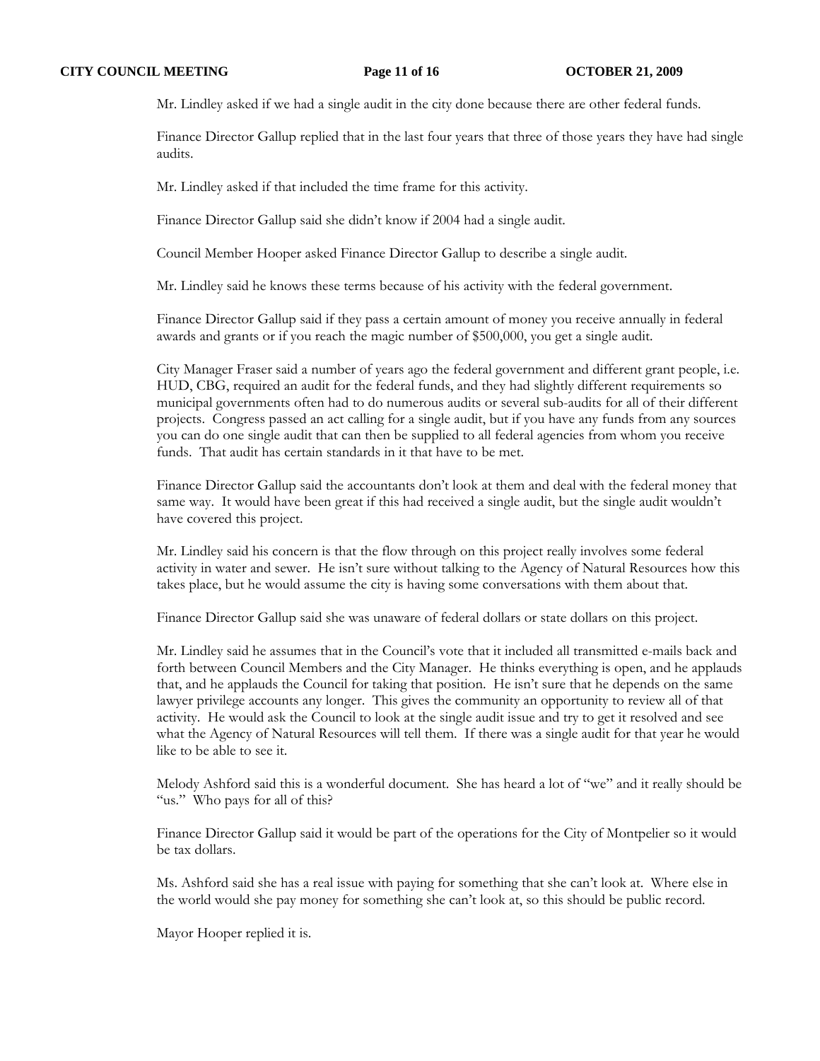Mr. Lindley asked if we had a single audit in the city done because there are other federal funds.

Finance Director Gallup replied that in the last four years that three of those years they have had single audits.

Mr. Lindley asked if that included the time frame for this activity.

Finance Director Gallup said she didn't know if 2004 had a single audit.

Council Member Hooper asked Finance Director Gallup to describe a single audit.

Mr. Lindley said he knows these terms because of his activity with the federal government.

Finance Director Gallup said if they pass a certain amount of money you receive annually in federal awards and grants or if you reach the magic number of $500,000, you get a single audit.

City Manager Fraser said a number of years ago the federal government and different grant people, i.e. HUD, CBG, required an audit for the federal funds, and they had slightly different requirements so municipal governments often had to do numerous audits or several sub-audits for all of their different projects. Congress passed an act calling for a single audit, but if you have any funds from any sources you can do one single audit that can then be supplied to all federal agencies from whom you receive funds. That audit has certain standards in it that have to be met.

Finance Director Gallup said the accountants don't look at them and deal with the federal money that same way. It would have been great if this had received a single audit, but the single audit wouldn't have covered this project.

Mr. Lindley said his concern is that the flow through on this project really involves some federal activity in water and sewer. He isn't sure without talking to the Agency of Natural Resources how this takes place, but he would assume the city is having some conversations with them about that.

Finance Director Gallup said she was unaware of federal dollars or state dollars on this project.

Mr. Lindley said he assumes that in the Council's vote that it included all transmitted e-mails back and forth between Council Members and the City Manager. He thinks everything is open, and he applauds that, and he applauds the Council for taking that position. He isn't sure that he depends on the same lawyer privilege accounts any longer. This gives the community an opportunity to review all of that activity. He would ask the Council to look at the single audit issue and try to get it resolved and see what the Agency of Natural Resources will tell them. If there was a single audit for that year he would like to be able to see it.

Melody Ashford said this is a wonderful document. She has heard a lot of "we" and it really should be "us." Who pays for all of this?

Finance Director Gallup said it would be part of the operations for the City of Montpelier so it would be tax dollars.

Ms. Ashford said she has a real issue with paying for something that she can't look at. Where else in the world would she pay money for something she can't look at, so this should be public record.

Mayor Hooper replied it is.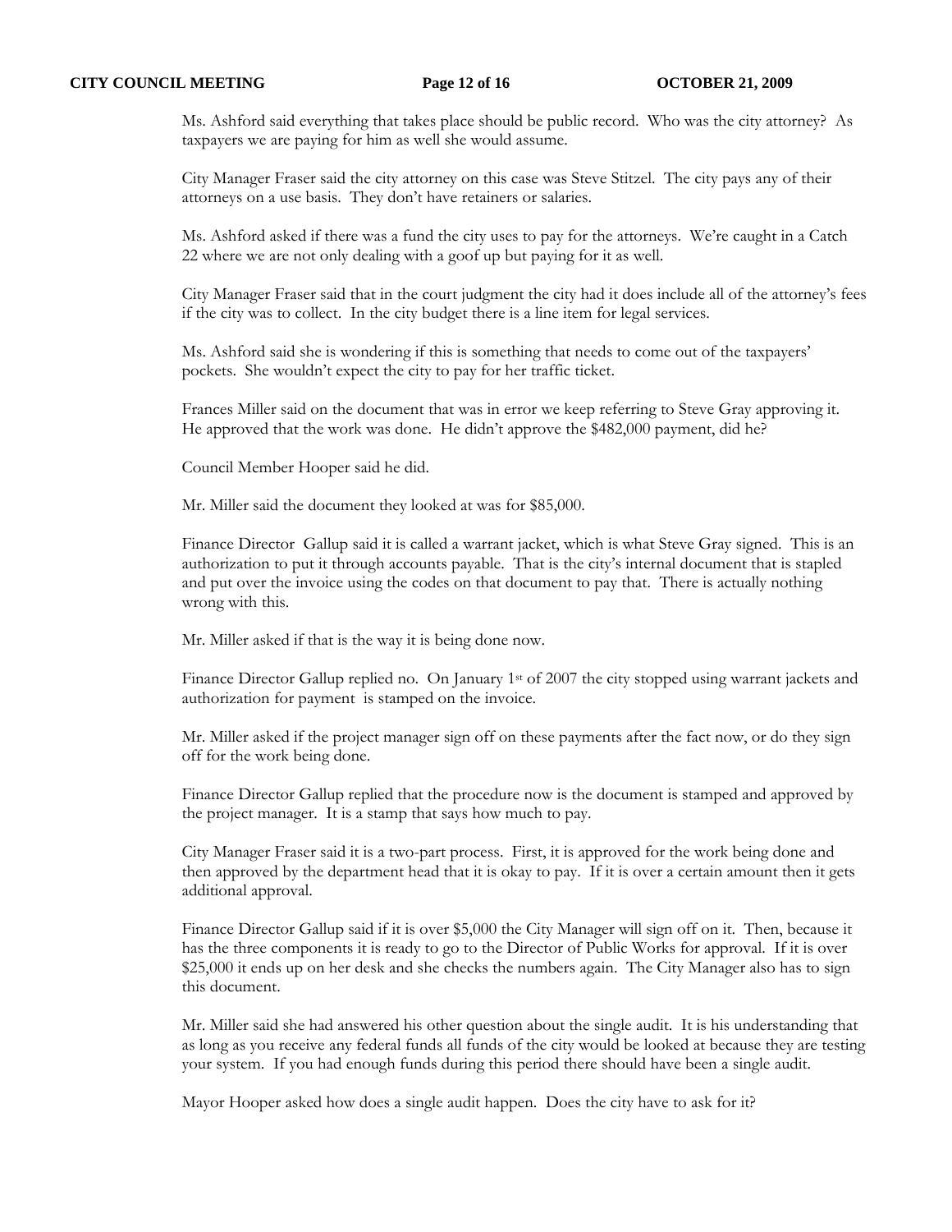Ms. Ashford said everything that takes place should be public record. Who was the city attorney? As taxpayers we are paying for him as well she would assume.

City Manager Fraser said the city attorney on this case was Steve Stitzel. The city pays any of their attorneys on a use basis. They don't have retainers or salaries.

Ms. Ashford asked if there was a fund the city uses to pay for the attorneys. We're caught in a Catch 22 where we are not only dealing with a goof up but paying for it as well.

City Manager Fraser said that in the court judgment the city had it does include all of the attorney's fees if the city was to collect. In the city budget there is a line item for legal services.

Ms. Ashford said she is wondering if this is something that needs to come out of the taxpayers' pockets. She wouldn't expect the city to pay for her traffic ticket.

Frances Miller said on the document that was in error we keep referring to Steve Gray approving it. He approved that the work was done. He didn't approve the $482,000 payment, did he?

Council Member Hooper said he did.

Mr. Miller said the document they looked at was for $85,000.

Finance Director Gallup said it is called a warrant jacket, which is what Steve Gray signed. This is an authorization to put it through accounts payable. That is the city's internal document that is stapled and put over the invoice using the codes on that document to pay that. There is actually nothing wrong with this.

Mr. Miller asked if that is the way it is being done now.

Finance Director Gallup replied no. On January 1st of 2007 the city stopped using warrant jackets and authorization for payment is stamped on the invoice.

Mr. Miller asked if the project manager sign off on these payments after the fact now, or do they sign off for the work being done.

Finance Director Gallup replied that the procedure now is the document is stamped and approved by the project manager. It is a stamp that says how much to pay.

City Manager Fraser said it is a two-part process. First, it is approved for the work being done and then approved by the department head that it is okay to pay. If it is over a certain amount then it gets additional approval.

Finance Director Gallup said if it is over $5,000 the City Manager will sign off on it. Then, because it has the three components it is ready to go to the Director of Public Works for approval. If it is over $25,000 it ends up on her desk and she checks the numbers again. The City Manager also has to sign this document.

Mr. Miller said she had answered his other question about the single audit. It is his understanding that as long as you receive any federal funds all funds of the city would be looked at because they are testing your system. If you had enough funds during this period there should have been a single audit.

Mayor Hooper asked how does a single audit happen. Does the city have to ask for it?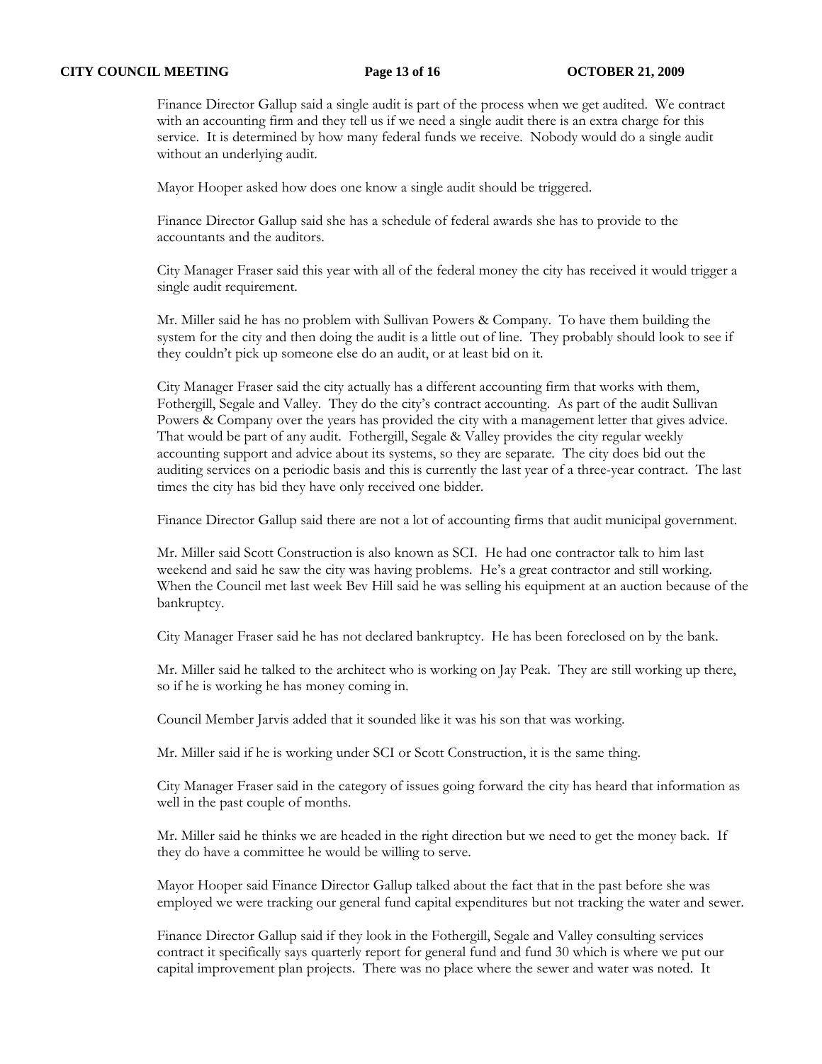Finance Director Gallup said a single audit is part of the process when we get audited. We contract with an accounting firm and they tell us if we need a single audit there is an extra charge for this service. It is determined by how many federal funds we receive. Nobody would do a single audit without an underlying audit.

Mayor Hooper asked how does one know a single audit should be triggered.

Finance Director Gallup said she has a schedule of federal awards she has to provide to the accountants and the auditors.

City Manager Fraser said this year with all of the federal money the city has received it would trigger a single audit requirement.

Mr. Miller said he has no problem with Sullivan Powers & Company. To have them building the system for the city and then doing the audit is a little out of line. They probably should look to see if they couldn't pick up someone else do an audit, or at least bid on it.

City Manager Fraser said the city actually has a different accounting firm that works with them, Fothergill, Segale and Valley. They do the city's contract accounting. As part of the audit Sullivan Powers & Company over the years has provided the city with a management letter that gives advice. That would be part of any audit. Fothergill, Segale & Valley provides the city regular weekly accounting support and advice about its systems, so they are separate. The city does bid out the auditing services on a periodic basis and this is currently the last year of a three-year contract. The last times the city has bid they have only received one bidder.

Finance Director Gallup said there are not a lot of accounting firms that audit municipal government.

Mr. Miller said Scott Construction is also known as SCI. He had one contractor talk to him last weekend and said he saw the city was having problems. He's a great contractor and still working. When the Council met last week Bev Hill said he was selling his equipment at an auction because of the bankruptcy.

City Manager Fraser said he has not declared bankruptcy. He has been foreclosed on by the bank.

Mr. Miller said he talked to the architect who is working on Jay Peak. They are still working up there, so if he is working he has money coming in.

Council Member Jarvis added that it sounded like it was his son that was working.

Mr. Miller said if he is working under SCI or Scott Construction, it is the same thing.

City Manager Fraser said in the category of issues going forward the city has heard that information as well in the past couple of months.

Mr. Miller said he thinks we are headed in the right direction but we need to get the money back. If they do have a committee he would be willing to serve.

Mayor Hooper said Finance Director Gallup talked about the fact that in the past before she was employed we were tracking our general fund capital expenditures but not tracking the water and sewer.

Finance Director Gallup said if they look in the Fothergill, Segale and Valley consulting services contract it specifically says quarterly report for general fund and fund 30 which is where we put our capital improvement plan projects. There was no place where the sewer and water was noted. It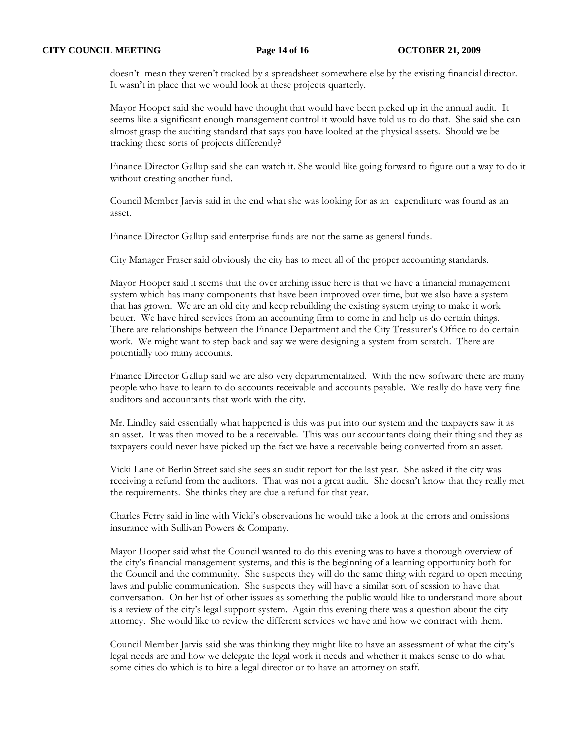doesn't mean they weren't tracked by a spreadsheet somewhere else by the existing financial director. It wasn't in place that we would look at these projects quarterly.

Mayor Hooper said she would have thought that would have been picked up in the annual audit. It seems like a significant enough management control it would have told us to do that. She said she can almost grasp the auditing standard that says you have looked at the physical assets. Should we be tracking these sorts of projects differently?

Finance Director Gallup said she can watch it. She would like going forward to figure out a way to do it without creating another fund.

Council Member Jarvis said in the end what she was looking for as an expenditure was found as an asset.

Finance Director Gallup said enterprise funds are not the same as general funds.

City Manager Fraser said obviously the city has to meet all of the proper accounting standards.

Mayor Hooper said it seems that the over arching issue here is that we have a financial management system which has many components that have been improved over time, but we also have a system that has grown. We are an old city and keep rebuilding the existing system trying to make it work better. We have hired services from an accounting firm to come in and help us do certain things. There are relationships between the Finance Department and the City Treasurer's Office to do certain work. We might want to step back and say we were designing a system from scratch. There are potentially too many accounts.

Finance Director Gallup said we are also very departmentalized. With the new software there are many people who have to learn to do accounts receivable and accounts payable. We really do have very fine auditors and accountants that work with the city.

Mr. Lindley said essentially what happened is this was put into our system and the taxpayers saw it as an asset. It was then moved to be a receivable. This was our accountants doing their thing and they as taxpayers could never have picked up the fact we have a receivable being converted from an asset.

Vicki Lane of Berlin Street said she sees an audit report for the last year. She asked if the city was receiving a refund from the auditors. That was not a great audit. She doesn't know that they really met the requirements. She thinks they are due a refund for that year.

Charles Ferry said in line with Vicki's observations he would take a look at the errors and omissions insurance with Sullivan Powers & Company.

Mayor Hooper said what the Council wanted to do this evening was to have a thorough overview of the city's financial management systems, and this is the beginning of a learning opportunity both for the Council and the community. She suspects they will do the same thing with regard to open meeting laws and public communication. She suspects they will have a similar sort of session to have that conversation. On her list of other issues as something the public would like to understand more about is a review of the city's legal support system. Again this evening there was a question about the city attorney. She would like to review the different services we have and how we contract with them.

Council Member Jarvis said she was thinking they might like to have an assessment of what the city's legal needs are and how we delegate the legal work it needs and whether it makes sense to do what some cities do which is to hire a legal director or to have an attorney on staff.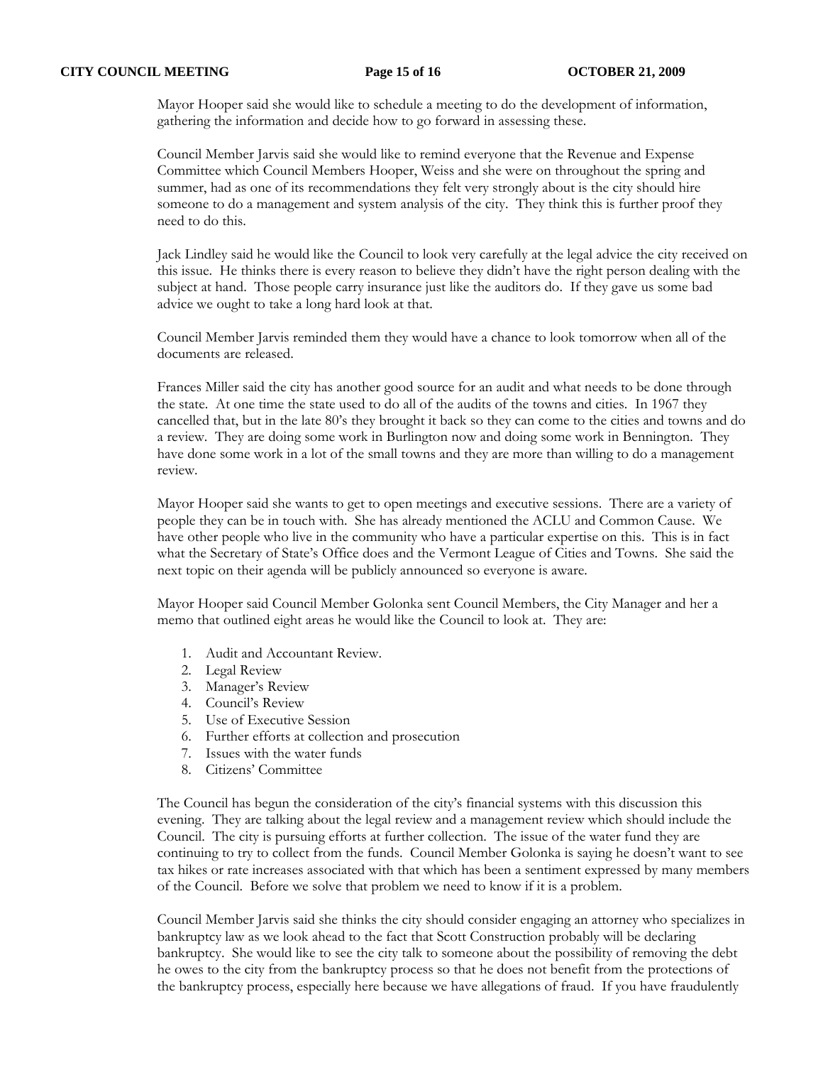Mayor Hooper said she would like to schedule a meeting to do the development of information, gathering the information and decide how to go forward in assessing these.

Council Member Jarvis said she would like to remind everyone that the Revenue and Expense Committee which Council Members Hooper, Weiss and she were on throughout the spring and summer, had as one of its recommendations they felt very strongly about is the city should hire someone to do a management and system analysis of the city. They think this is further proof they need to do this.

Jack Lindley said he would like the Council to look very carefully at the legal advice the city received on this issue. He thinks there is every reason to believe they didn't have the right person dealing with the subject at hand. Those people carry insurance just like the auditors do. If they gave us some bad advice we ought to take a long hard look at that.

Council Member Jarvis reminded them they would have a chance to look tomorrow when all of the documents are released.

Frances Miller said the city has another good source for an audit and what needs to be done through the state. At one time the state used to do all of the audits of the towns and cities. In 1967 they cancelled that, but in the late 80's they brought it back so they can come to the cities and towns and do a review. They are doing some work in Burlington now and doing some work in Bennington. They have done some work in a lot of the small towns and they are more than willing to do a management review.

Mayor Hooper said she wants to get to open meetings and executive sessions. There are a variety of people they can be in touch with. She has already mentioned the ACLU and Common Cause. We have other people who live in the community who have a particular expertise on this. This is in fact what the Secretary of State's Office does and the Vermont League of Cities and Towns. She said the next topic on their agenda will be publicly announced so everyone is aware.

Mayor Hooper said Council Member Golonka sent Council Members, the City Manager and her a memo that outlined eight areas he would like the Council to look at. They are:

1. Audit and Accountant Review.
2. Legal Review
3. Manager's Review
4. Council's Review
5. Use of Executive Session
6. Further efforts at collection and prosecution
7. Issues with the water funds
8. Citizens' Committee

The Council has begun the consideration of the city's financial systems with this discussion this evening. They are talking about the legal review and a management review which should include the Council. The city is pursuing efforts at further collection. The issue of the water fund they are continuing to try to collect from the funds. Council Member Golonka is saying he doesn't want to see tax hikes or rate increases associated with that which has been a sentiment expressed by many members of the Council. Before we solve that problem we need to know if it is a problem.

Council Member Jarvis said she thinks the city should consider engaging an attorney who specializes in bankruptcy law as we look ahead to the fact that Scott Construction probably will be declaring bankruptcy. She would like to see the city talk to someone about the possibility of removing the debt he owes to the city from the bankruptcy process so that he does not benefit from the protections of the bankruptcy process, especially here because we have allegations of fraud. If you have fraudulently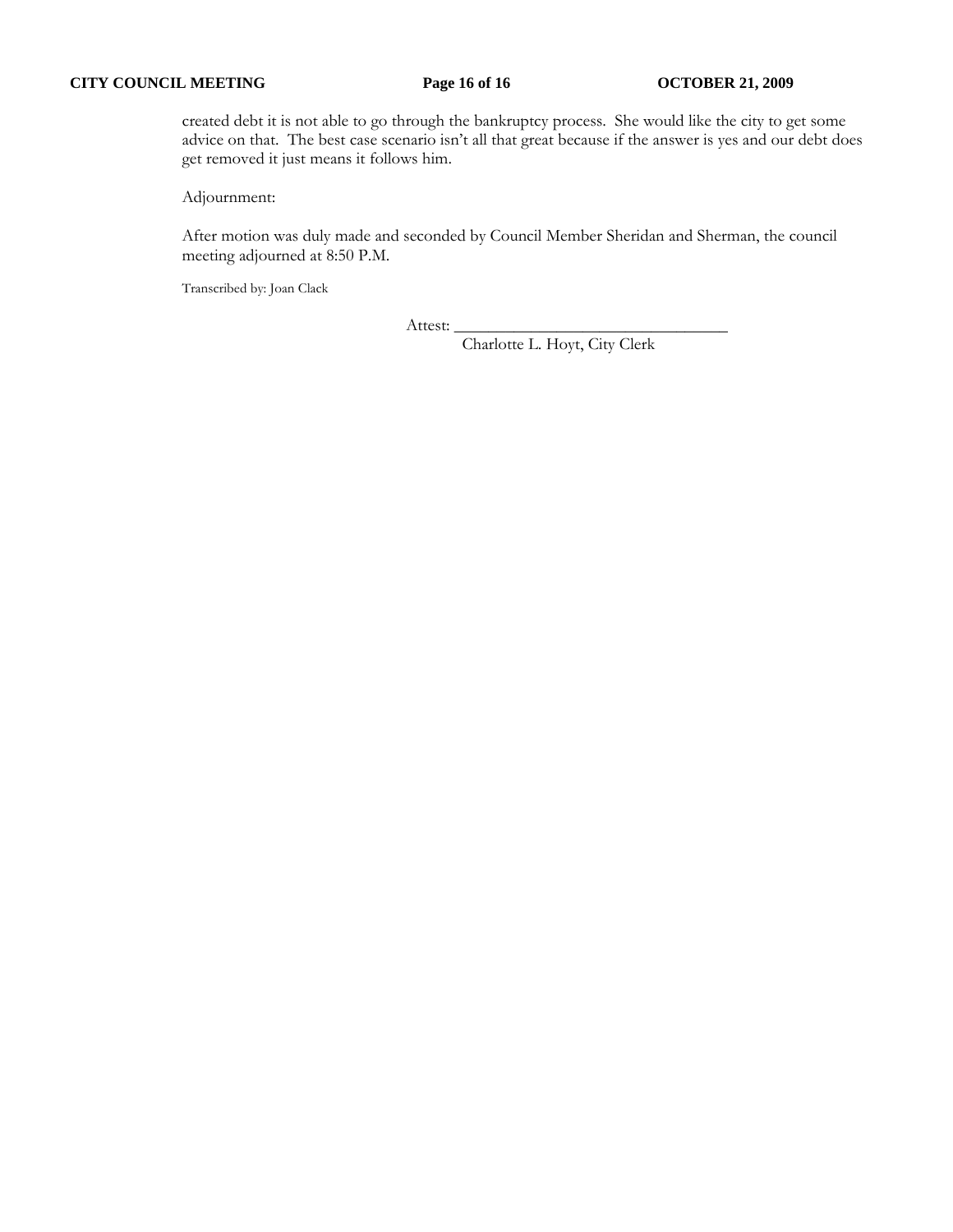created debt it is not able to go through the bankruptcy process. She would like the city to get some advice on that. The best case scenario isn't all that great because if the answer is yes and our debt does get removed it just means it follows him.

Adjournment:

After motion was duly made and seconded by Council Member Sheridan and Sherman, the council meeting adjourned at 8:50 P.M.

Transcribed by: Joan Clack

Attest: _______________________________

Charlotte L. Hoyt, City Clerk